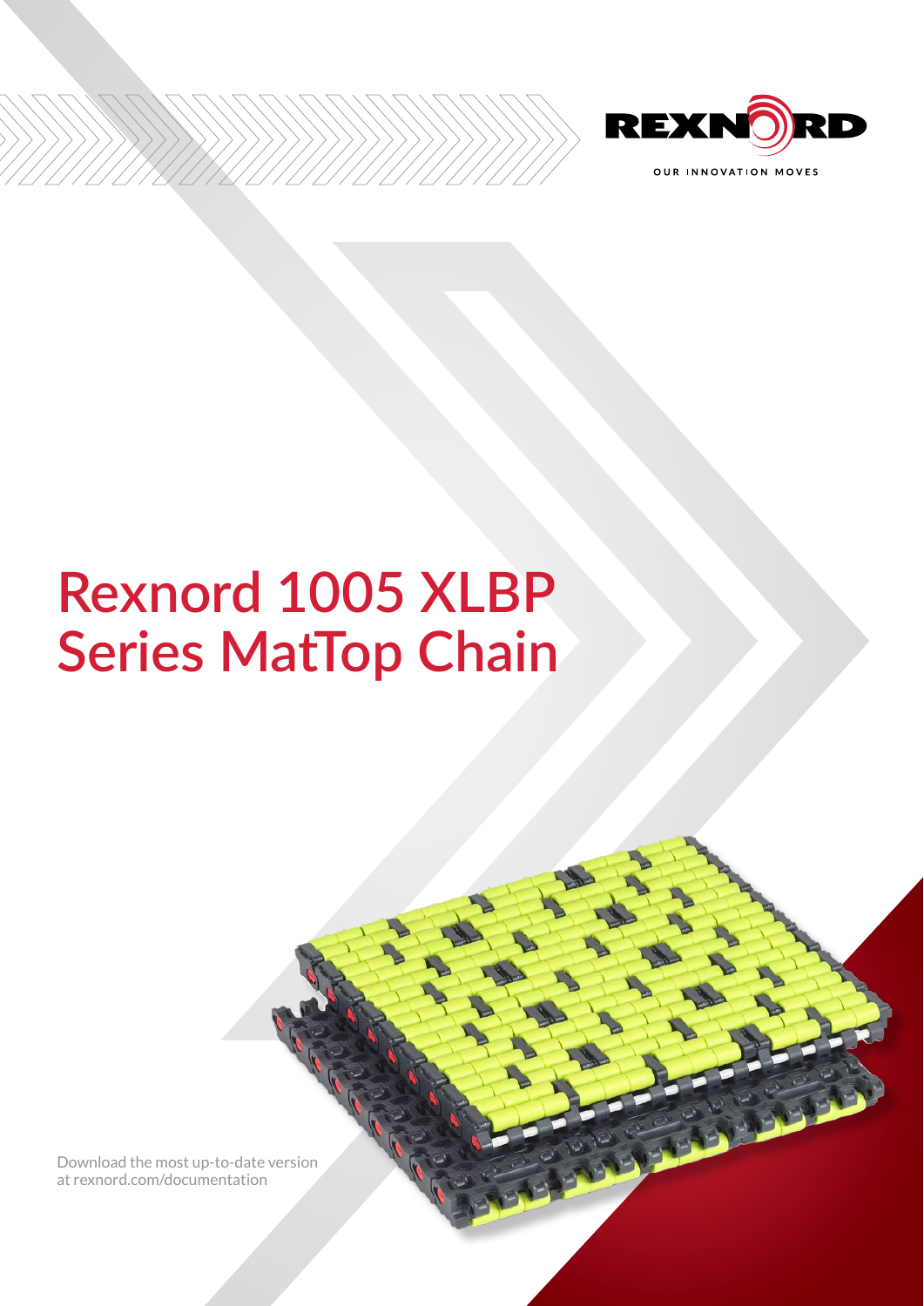REXNORD

OUR INNOVATION MOVES

# Rexnord 1005 XLBP Series MatTop Chain

Download the most up-to-date version at rexnord.com/documentation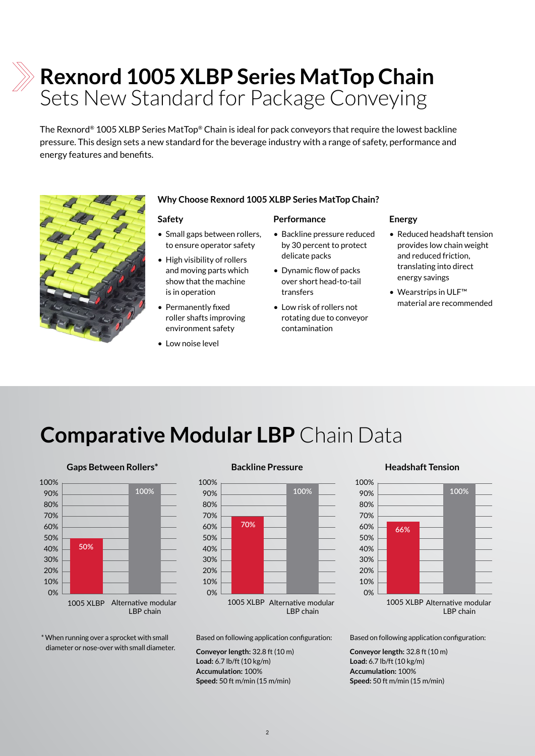# Rexnord 1005 XLBP Series MatTop Chain Sets New Standard for Package Conveying

The Rexnord® 1005 XLBP Series MatTop® Chain is ideal for pack conveyors that require the lowest backline pressure. This design sets a new standard for the beverage industry with a range of safety, performance and energy features and benefits.

### Why Choose Rexnord 1005 XLBP Series MatTop Chain?

**Safety**

- Small gaps between rollers, to ensure operator safety
- High visibility of rollers and moving parts which show that the machine is in operation
- Permanently fixed roller shafts improving environment safety
- Low noise level

**Performance**

- Backline pressure reduced by 30 percent to protect delicate packs
- Dynamic flow of packs over short head-to-tail transfers
- Low risk of rollers not rotating due to conveyor contamination

**Energy**

- Reduced headshaft tension provides low chain weight and reduced friction, translating into direct energy savings
- Wearstrips in ULF™ material are recommended

## Comparative Modular LBP Chain Data

### Gaps Between Rollers*

| | 1005 XLBP | Alternative modular LBP chain |
|---|---|---|
| Gaps Between Rollers* | 50% | 100% |

\* When running over a sprocket with small diameter or nose-over with small diameter.

### Backline Pressure

| | 1005 XLBP | Alternative modular LBP chain |
|---|---|---|
| Backline Pressure | 70% | 100% |

Based on following application configuration:

**Conveyor length:** 32.8 ft (10 m)
**Load:** 6.7 lb/ft (10 kg/m)
**Accumulation:** 100%
**Speed:** 50 ft m/min (15 m/min)

### Headshaft Tension

| | 1005 XLBP | Alternative modular LBP chain |
|---|---|---|
| Headshaft Tension | 66% | 100% |

Based on following application configuration:

**Conveyor length:** 32.8 ft (10 m)
**Load:** 6.7 lb/ft (10 kg/m)
**Accumulation:** 100%
**Speed:** 50 ft m/min (15 m/min)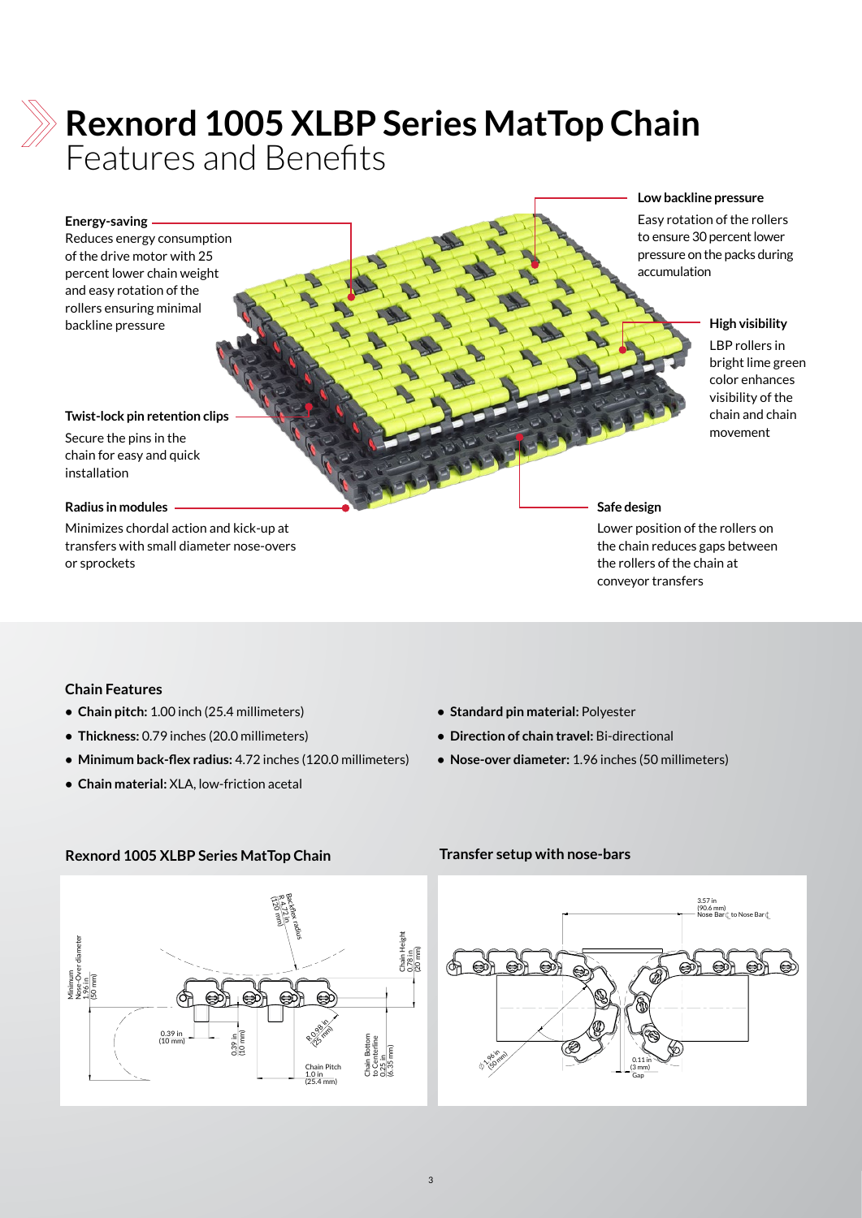# Rexnord 1005 XLBP Series MatTop Chain

Features and Benefits

**Energy-saving**
Reduces energy consumption of the drive motor with 25 percent lower chain weight and easy rotation of the rollers ensuring minimal backline pressure

**Twist-lock pin retention clips**
Secure the pins in the chain for easy and quick installation

**Radius in modules**
Minimizes chordal action and kick-up at transfers with small diameter nose-overs or sprockets

**Low backline pressure**
Easy rotation of the rollers to ensure 30 percent lower pressure on the packs during accumulation

**High visibility**
LBP rollers in bright lime green color enhances visibility of the chain and chain movement

**Safe design**
Lower position of the rollers on the chain reduces gaps between the rollers of the chain at conveyor transfers

### Chain Features

- **Chain pitch:** 1.00 inch (25.4 millimeters)
- **Thickness:** 0.79 inches (20.0 millimeters)
- **Minimum back-flex radius:** 4.72 inches (120.0 millimeters)
- **Chain material:** XLA, low-friction acetal
- **Standard pin material:** Polyester
- **Direction of chain travel:** Bi-directional
- **Nose-over diameter:** 1.96 inches (50 millimeters)

### Rexnord 1005 XLBP Series MatTop Chain

Minimum Nose-Over diameter 1.96 in (50 mm); Backflex radius R 4.72 in (120 mm); Chain Height 0.79 in (20 mm); 0.39 in (10 mm); 0.39 in (10 mm); R 0.98 in (25 mm); Chain Pitch 1.0 in (25.4 mm); Chain Bottom to Centerline 0.25 in (6.35 mm)

### Transfer setup with nose-bars

3.57 in (90.6 mm) Nose Bar ℄ to Nose Bar ℄; ∅ 1.96 in (50 mm); 0.11 in (3 mm) Gap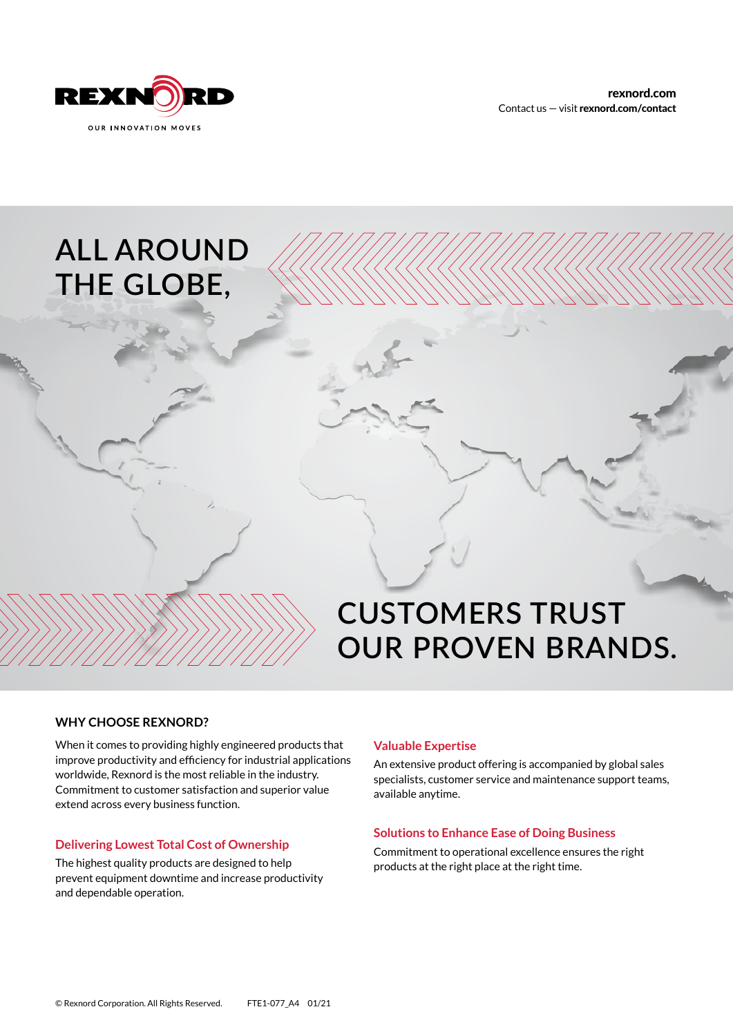REXNORD
OUR INNOVATION MOVES

**rexnord.com**
Contact us — visit **rexnord.com/contact**

# ALL AROUND THE GLOBE,

# CUSTOMERS TRUST OUR PROVEN BRANDS.

## WHY CHOOSE REXNORD?

When it comes to providing highly engineered products that improve productivity and efficiency for industrial applications worldwide, Rexnord is the most reliable in the industry. Commitment to customer satisfaction and superior value extend across every business function.

### Delivering Lowest Total Cost of Ownership

The highest quality products are designed to help prevent equipment downtime and increase productivity and dependable operation.

### Valuable Expertise

An extensive product offering is accompanied by global sales specialists, customer service and maintenance support teams, available anytime.

### Solutions to Enhance Ease of Doing Business

Commitment to operational excellence ensures the right products at the right place at the right time.

© Rexnord Corporation. All Rights Reserved. FTE1-077_A4 01/21